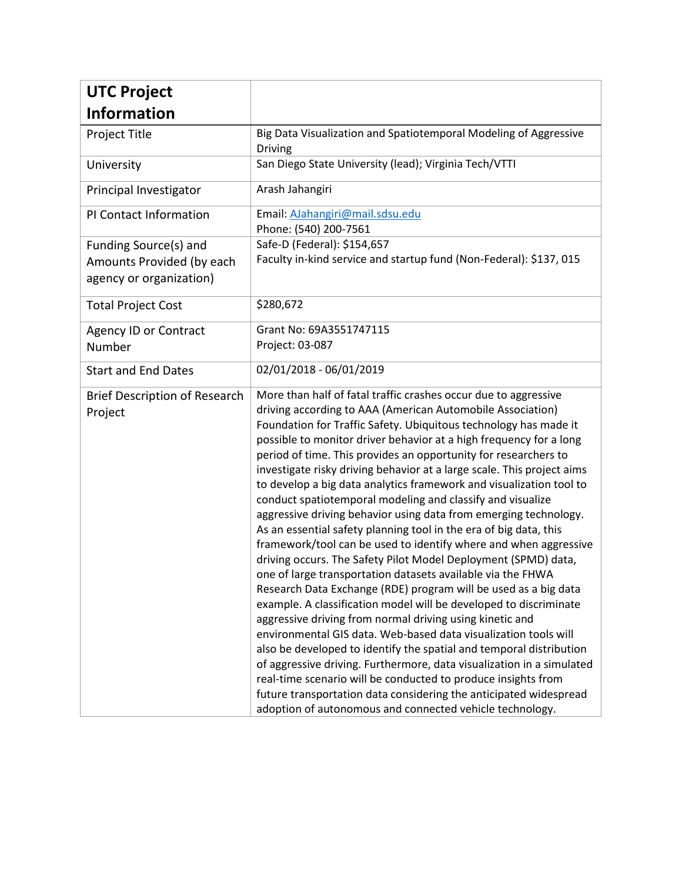| UTC Project Information | |
|---|---|
| Project Title | Big Data Visualization and Spatiotemporal Modeling of Aggressive Driving |
| University | San Diego State University (lead); Virginia Tech/VTTI |
| Principal Investigator | Arash Jahangiri |
| PI Contact Information | Email: AJahangiri@mail.sdsu.edu<br>Phone: (540) 200-7561 |
| Funding Source(s) and Amounts Provided (by each agency or organization) | Safe-D (Federal): $154,657<br>Faculty in-kind service and startup fund (Non-Federal): $137, 015 |
| Total Project Cost | $280,672 |
| Agency ID or Contract Number | Grant No: 69A3551747115<br>Project: 03-087 |
| Start and End Dates | 02/01/2018 - 06/01/2019 |
| Brief Description of Research Project | More than half of fatal traffic crashes occur due to aggressive driving according to AAA (American Automobile Association) Foundation for Traffic Safety. Ubiquitous technology has made it possible to monitor driver behavior at a high frequency for a long period of time. This provides an opportunity for researchers to investigate risky driving behavior at a large scale. This project aims to develop a big data analytics framework and visualization tool to conduct spatiotemporal modeling and classify and visualize aggressive driving behavior using data from emerging technology. As an essential safety planning tool in the era of big data, this framework/tool can be used to identify where and when aggressive driving occurs. The Safety Pilot Model Deployment (SPMD) data, one of large transportation datasets available via the FHWA Research Data Exchange (RDE) program will be used as a big data example. A classification model will be developed to discriminate aggressive driving from normal driving using kinetic and environmental GIS data. Web-based data visualization tools will also be developed to identify the spatial and temporal distribution of aggressive driving. Furthermore, data visualization in a simulated real-time scenario will be conducted to produce insights from future transportation data considering the anticipated widespread adoption of autonomous and connected vehicle technology. |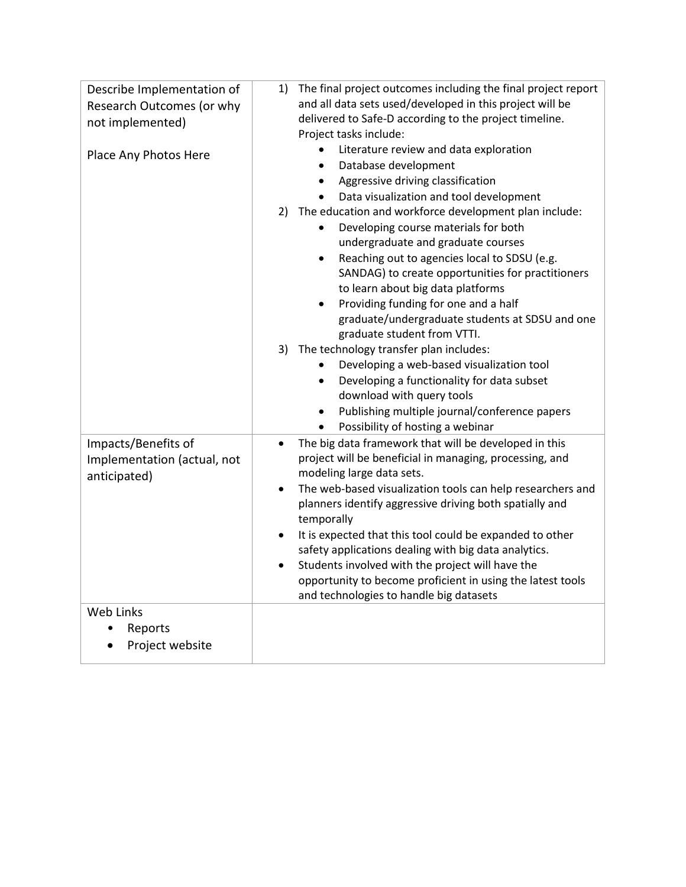| | |
|---|---|
| Describe Implementation of Research Outcomes (or why not implemented)<br><br>Place Any Photos Here | 1) The final project outcomes including the final project report and all data sets used/developed in this project will be delivered to Safe-D according to the project timeline. Project tasks include:<br>• Literature review and data exploration<br>• Database development<br>• Aggressive driving classification<br>• Data visualization and tool development<br>2) The education and workforce development plan include:<br>• Developing course materials for both undergraduate and graduate courses<br>• Reaching out to agencies local to SDSU (e.g. SANDAG) to create opportunities for practitioners to learn about big data platforms<br>• Providing funding for one and a half graduate/undergraduate students at SDSU and one graduate student from VTTI.<br>3) The technology transfer plan includes:<br>• Developing a web-based visualization tool<br>• Developing a functionality for data subset download with query tools<br>• Publishing multiple journal/conference papers<br>• Possibility of hosting a webinar |
| Impacts/Benefits of Implementation (actual, not anticipated) | • The big data framework that will be developed in this project will be beneficial in managing, processing, and modeling large data sets.<br>• The web-based visualization tools can help researchers and planners identify aggressive driving both spatially and temporally<br>• It is expected that this tool could be expanded to other safety applications dealing with big data analytics.<br>• Students involved with the project will have the opportunity to become proficient in using the latest tools and technologies to handle big datasets |
| Web Links<br>• Reports<br>• Project website | |